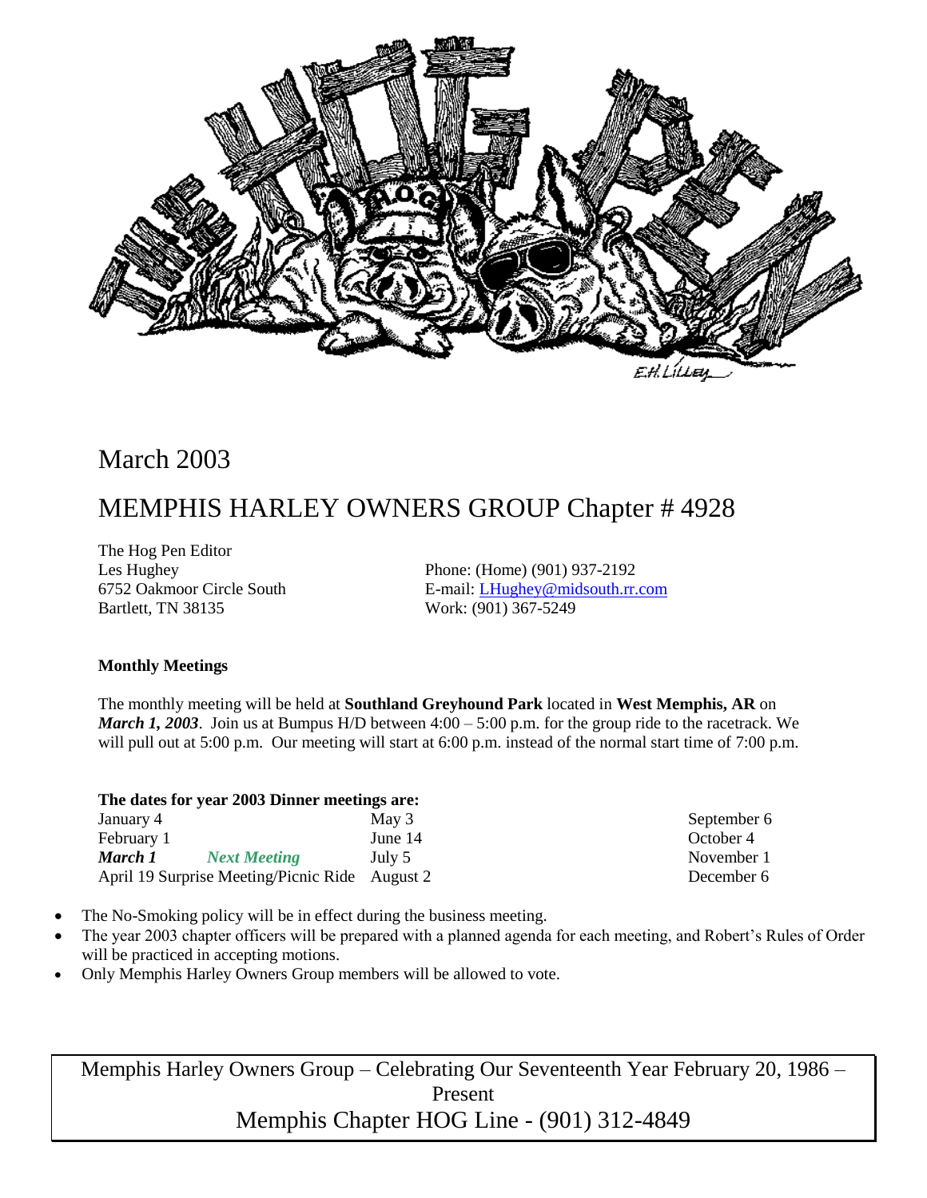# March 2003

# MEMPHIS HARLEY OWNERS GROUP Chapter # 4928

The Hog Pen Editor
Les Hughey
6752 Oakmoor Circle South
Bartlett, TN 38135

Phone: (Home) (901) 937-2192
E-mail: LHughey@midsouth.rr.com
Work: (901) 367-5249

**Monthly Meetings**

The monthly meeting will be held at **Southland Greyhound Park** located in **West Memphis, AR** on ***March 1, 2003***. Join us at Bumpus H/D between 4:00 – 5:00 p.m. for the group ride to the racetrack. We will pull out at 5:00 p.m. Our meeting will start at 6:00 p.m. instead of the normal start time of 7:00 p.m.

**The dates for year 2003 Dinner meetings are:**

| | | |
|---|---|---|
| January 4 | May 3 | September 6 |
| February 1 | June 14 | October 4 |
| ***March 1*** ***Next Meeting*** | July 5 | November 1 |
| April 19 Surprise Meeting/Picnic Ride | August 2 | December 6 |

- The No-Smoking policy will be in effect during the business meeting.
- The year 2003 chapter officers will be prepared with a planned agenda for each meeting, and Robert's Rules of Order will be practiced in accepting motions.
- Only Memphis Harley Owners Group members will be allowed to vote.

Memphis Harley Owners Group – Celebrating Our Seventeenth Year February 20, 1986 – Present
Memphis Chapter HOG Line - (901) 312-4849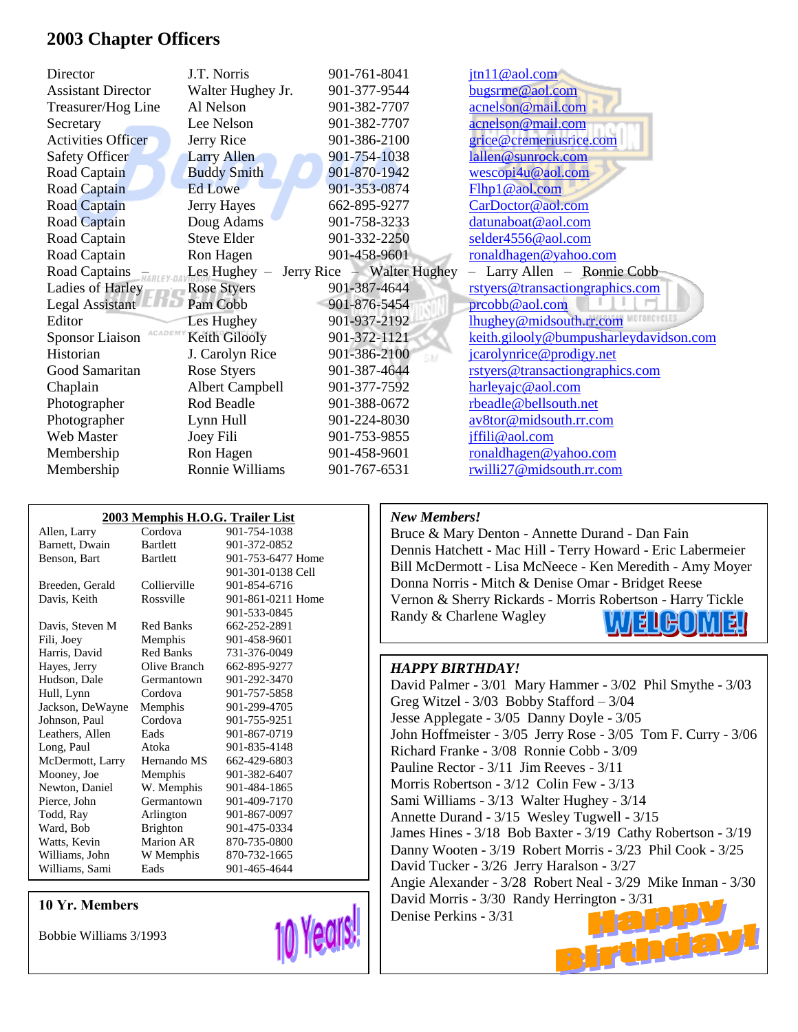## 2003 Chapter Officers

| | | | |
|---|---|---|---|
| Director | J.T. Norris | 901-761-8041 | jtn11@aol.com |
| Assistant Director | Walter Hughey Jr. | 901-377-9544 | bugsrme@aol.com |
| Treasurer/Hog Line | Al Nelson | 901-382-7707 | acnelson@mail.com |
| Secretary | Lee Nelson | 901-382-7707 | acnelson@mail.com |
| Activities Officer | Jerry Rice | 901-386-2100 | grice@cremeriusrice.com |
| Safety Officer | Larry Allen | 901-754-1038 | lallen@sunrock.com |
| Road Captain | Buddy Smith | 901-870-1942 | wescopi4u@aol.com |
| Road Captain | Ed Lowe | 901-353-0874 | Flhp1@aol.com |
| Road Captain | Jerry Hayes | 662-895-9277 | CarDoctor@aol.com |
| Road Captain | Doug Adams | 901-758-3233 | datunaboat@aol.com |
| Road Captain | Steve Elder | 901-332-2250 | selder4556@aol.com |
| Road Captain | Ron Hagen | 901-458-9601 | ronaldhagen@yahoo.com |
| Road Captains – | Les Hughey – Jerry Rice – Walter Hughey – Larry Allen – Ronnie Cobb | | |
| Ladies of Harley | Rose Styers | 901-387-4644 | rstyers@transactiongraphics.com |
| Legal Assistant | Pam Cobb | 901-876-5454 | prcobb@aol.com |
| Editor | Les Hughey | 901-937-2192 | lhughey@midsouth.rr.com |
| Sponsor Liaison | Keith Gilooly | 901-372-1121 | keith.gilooly@bumpusharleydavidson.com |
| Historian | J. Carolyn Rice | 901-386-2100 | jcarolynrice@prodigy.net |
| Good Samaritan | Rose Styers | 901-387-4644 | rstyers@transactiongraphics.com |
| Chaplain | Albert Campbell | 901-377-7592 | harleyajc@aol.com |
| Photographer | Rod Beadle | 901-388-0672 | rbeadle@bellsouth.net |
| Photographer | Lynn Hull | 901-224-8030 | av8tor@midsouth.rr.com |
| Web Master | Joey Fili | 901-753-9855 | jffili@aol.com |
| Membership | Ron Hagen | 901-458-9601 | ronaldhagen@yahoo.com |
| Membership | Ronnie Williams | 901-767-6531 | rwilli27@midsouth.rr.com |

### 2003 Memphis H.O.G. Trailer List

| | | |
|---|---|---|
| Allen, Larry | Cordova | 901-754-1038 |
| Barnett, Dwain | Bartlett | 901-372-0852 |
| Benson, Bart | Bartlett | 901-753-6477 Home<br>901-301-0138 Cell |
| Breeden, Gerald | Collierville | 901-854-6716 |
| Davis, Keith | Rossville | 901-861-0211 Home<br>901-533-0845 |
| Davis, Steven M | Red Banks | 662-252-2891 |
| Fili, Joey | Memphis | 901-458-9601 |
| Harris, David | Red Banks | 731-376-0049 |
| Hayes, Jerry | Olive Branch | 662-895-9277 |
| Hudson, Dale | Germantown | 901-292-3470 |
| Hull, Lynn | Cordova | 901-757-5858 |
| Jackson, DeWayne | Memphis | 901-299-4705 |
| Johnson, Paul | Cordova | 901-755-9251 |
| Leathers, Allen | Eads | 901-867-0719 |
| Long, Paul | Atoka | 901-835-4148 |
| McDermott, Larry | Hernando MS | 662-429-6803 |
| Mooney, Joe | Memphis | 901-382-6407 |
| Newton, Daniel | W. Memphis | 901-484-1865 |
| Pierce, John | Germantown | 901-409-7170 |
| Todd, Ray | Arlington | 901-867-0097 |
| Ward, Bob | Brighton | 901-475-0334 |
| Watts, Kevin | Marion AR | 870-735-0800 |
| Williams, John | W Memphis | 870-732-1665 |
| Williams, Sami | Eads | 901-465-4644 |

### 10 Yr. Members

Bobbie Williams 3/1993

10 Years!

### *New Members!*

Bruce & Mary Denton - Annette Durand - Dan Fain
Dennis Hatchett - Mac Hill - Terry Howard - Eric Labermeier
Bill McDermott - Lisa McNeece - Ken Meredith - Amy Moyer
Donna Norris - Mitch & Denise Omar - Bridget Reese
Vernon & Sherry Rickards - Morris Robertson - Harry Tickle
Randy & Charlene Wagley

WELCOME!

### *HAPPY BIRTHDAY!*

David Palmer - 3/01 Mary Hammer - 3/02 Phil Smythe - 3/03
Greg Witzel - 3/03 Bobby Stafford – 3/04
Jesse Applegate - 3/05 Danny Doyle - 3/05
John Hoffmeister - 3/05 Jerry Rose - 3/05 Tom F. Curry - 3/06
Richard Franke - 3/08 Ronnie Cobb - 3/09
Pauline Rector - 3/11 Jim Reeves - 3/11
Morris Robertson - 3/12 Colin Few - 3/13
Sami Williams - 3/13 Walter Hughey - 3/14
Annette Durand - 3/15 Wesley Tugwell - 3/15
James Hines - 3/18 Bob Baxter - 3/19 Cathy Robertson - 3/19
Danny Wooten - 3/19 Robert Morris - 3/23 Phil Cook - 3/25
David Tucker - 3/26 Jerry Haralson - 3/27
Angie Alexander - 3/28 Robert Neal - 3/29 Mike Inman - 3/30
David Morris - 3/30 Randy Herrington - 3/31
Denise Perkins - 3/31

Happy Birthday!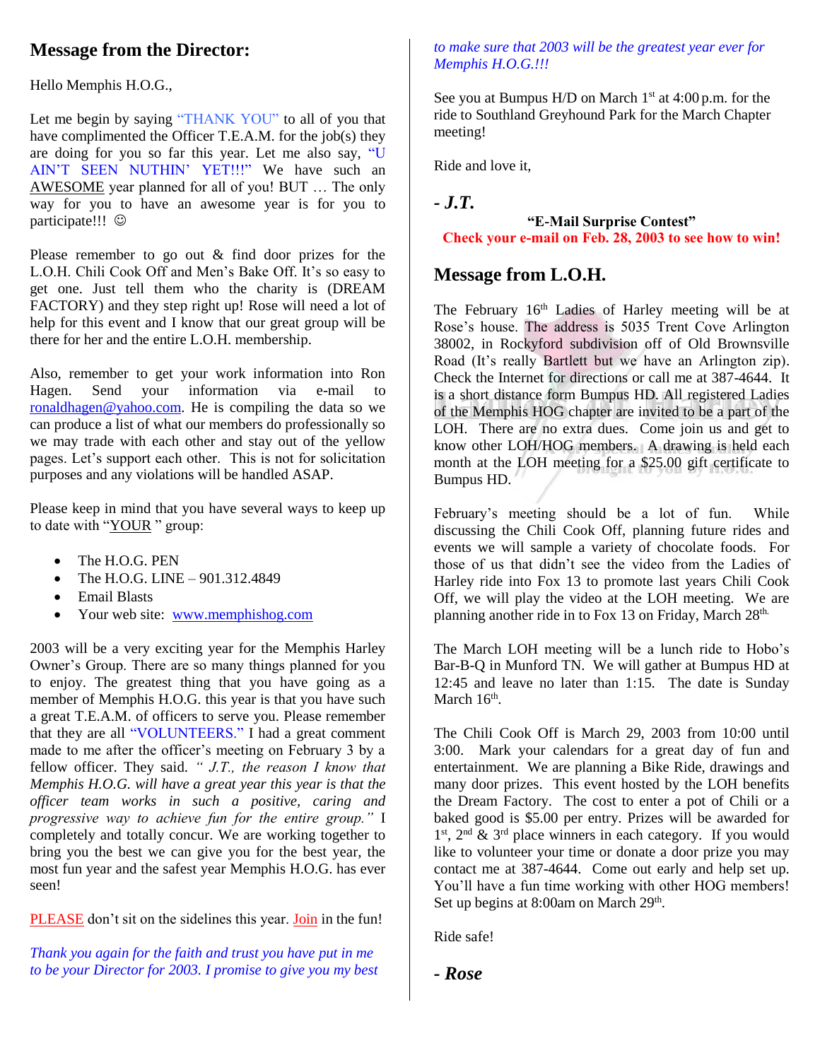## Message from the Director:

Hello Memphis H.O.G.,

Let me begin by saying "THANK YOU" to all of you that have complimented the Officer T.E.A.M. for the job(s) they are doing for you so far this year. Let me also say, "U AIN'T SEEN NUTHIN' YET!!!" We have such an AWESOME year planned for all of you! BUT … The only way for you to have an awesome year is for you to participate!!! ☺

Please remember to go out & find door prizes for the L.O.H. Chili Cook Off and Men's Bake Off. It's so easy to get one. Just tell them who the charity is (DREAM FACTORY) and they step right up! Rose will need a lot of help for this event and I know that our great group will be there for her and the entire L.O.H. membership.

Also, remember to get your work information into Ron Hagen. Send your information via e-mail to ronaldhagen@yahoo.com. He is compiling the data so we can produce a list of what our members do professionally so we may trade with each other and stay out of the yellow pages. Let's support each other. This is not for solicitation purposes and any violations will be handled ASAP.

Please keep in mind that you have several ways to keep up to date with "YOUR " group:

- The H.O.G. PEN
- The H.O.G. LINE – 901.312.4849
- Email Blasts
- Your web site: www.memphishog.com

2003 will be a very exciting year for the Memphis Harley Owner's Group. There are so many things planned for you to enjoy. The greatest thing that you have going as a member of Memphis H.O.G. this year is that you have such a great T.E.A.M. of officers to serve you. Please remember that they are all "VOLUNTEERS." I had a great comment made to me after the officer's meeting on February 3 by a fellow officer. They said. *" J.T., the reason I know that Memphis H.O.G. will have a great year this year is that the officer team works in such a positive, caring and progressive way to achieve fun for the entire group."* I completely and totally concur. We are working together to bring you the best we can give you for the best year, the most fun year and the safest year Memphis H.O.G. has ever seen!

PLEASE don't sit on the sidelines this year. Join in the fun!

*Thank you again for the faith and trust you have put in me to be your Director for 2003. I promise to give you my best to make sure that 2003 will be the greatest year ever for Memphis H.O.G.!!!*

See you at Bumpus H/D on March 1st at 4:00 p.m. for the ride to Southland Greyhound Park for the March Chapter meeting!

Ride and love it,

***- J.T.***

**"E-Mail Surprise Contest"**

**Check your e-mail on Feb. 28, 2003 to see how to win!**

## Message from L.O.H.

The February 16th Ladies of Harley meeting will be at Rose's house. The address is 5035 Trent Cove Arlington 38002, in Rockyford subdivision off of Old Brownsville Road (It's really Bartlett but we have an Arlington zip). Check the Internet for directions or call me at 387-4644. It is a short distance form Bumpus HD. All registered Ladies of the Memphis HOG chapter are invited to be a part of the LOH. There are no extra dues. Come join us and get to know other LOH/HOG members. A drawing is held each month at the LOH meeting for a $25.00 gift certificate to Bumpus HD.

February's meeting should be a lot of fun. While discussing the Chili Cook Off, planning future rides and events we will sample a variety of chocolate foods. For those of us that didn't see the video from the Ladies of Harley ride into Fox 13 to promote last years Chili Cook Off, we will play the video at the LOH meeting. We are planning another ride in to Fox 13 on Friday, March 28th.

The March LOH meeting will be a lunch ride to Hobo's Bar-B-Q in Munford TN. We will gather at Bumpus HD at 12:45 and leave no later than 1:15. The date is Sunday March 16th.

The Chili Cook Off is March 29, 2003 from 10:00 until 3:00. Mark your calendars for a great day of fun and entertainment. We are planning a Bike Ride, drawings and many door prizes. This event hosted by the LOH benefits the Dream Factory. The cost to enter a pot of Chili or a baked good is $5.00 per entry. Prizes will be awarded for 1st, 2nd & 3rd place winners in each category. If you would like to volunteer your time or donate a door prize you may contact me at 387-4644. Come out early and help set up. You'll have a fun time working with other HOG members! Set up begins at 8:00am on March 29th.

Ride safe!

***- Rose***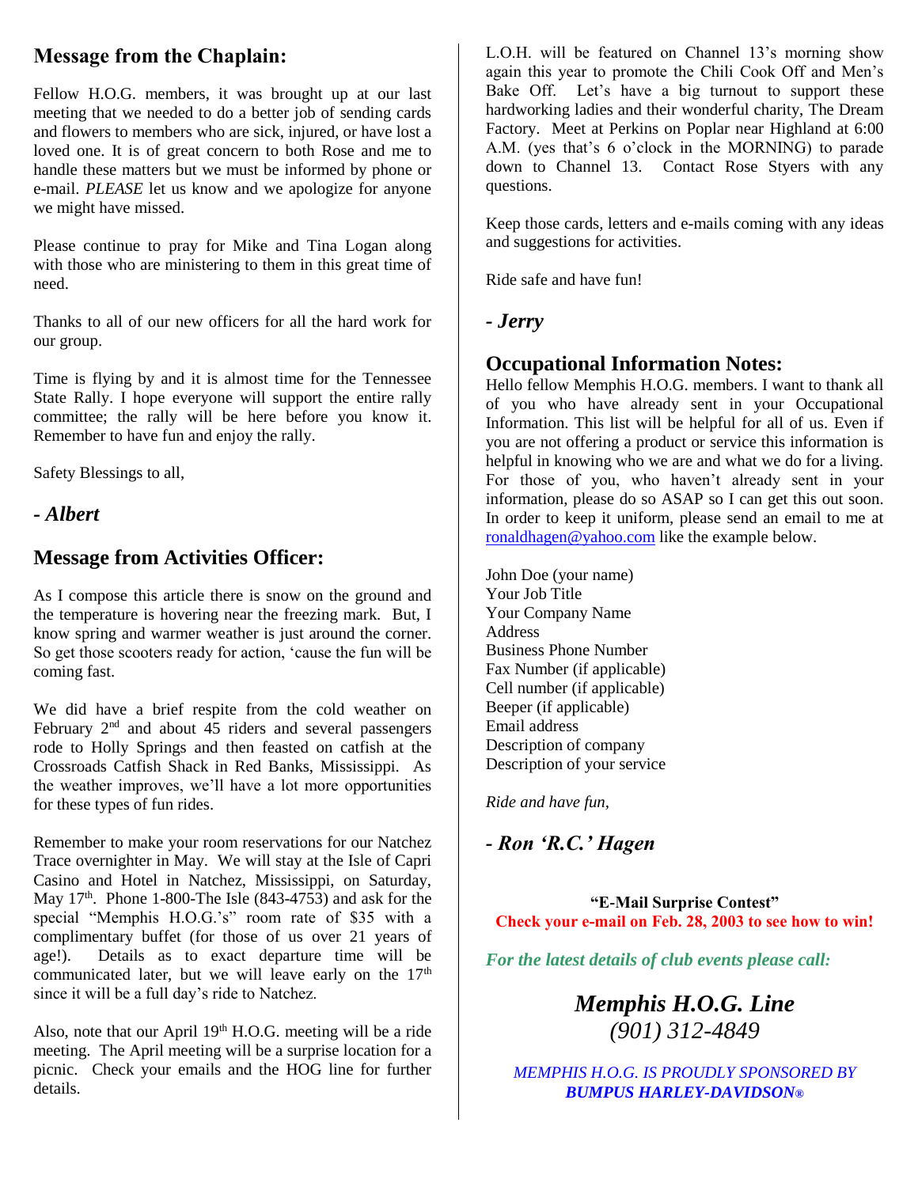## Message from the Chaplain:

Fellow H.O.G. members, it was brought up at our last meeting that we needed to do a better job of sending cards and flowers to members who are sick, injured, or have lost a loved one. It is of great concern to both Rose and me to handle these matters but we must be informed by phone or e-mail. *PLEASE* let us know and we apologize for anyone we might have missed.

Please continue to pray for Mike and Tina Logan along with those who are ministering to them in this great time of need.

Thanks to all of our new officers for all the hard work for our group.

Time is flying by and it is almost time for the Tennessee State Rally. I hope everyone will support the entire rally committee; the rally will be here before you know it. Remember to have fun and enjoy the rally.

Safety Blessings to all,

***- Albert***

## Message from Activities Officer:

As I compose this article there is snow on the ground and the temperature is hovering near the freezing mark. But, I know spring and warmer weather is just around the corner. So get those scooters ready for action, 'cause the fun will be coming fast.

We did have a brief respite from the cold weather on February 2nd and about 45 riders and several passengers rode to Holly Springs and then feasted on catfish at the Crossroads Catfish Shack in Red Banks, Mississippi. As the weather improves, we'll have a lot more opportunities for these types of fun rides.

Remember to make your room reservations for our Natchez Trace overnighter in May. We will stay at the Isle of Capri Casino and Hotel in Natchez, Mississippi, on Saturday, May 17th. Phone 1-800-The Isle (843-4753) and ask for the special "Memphis H.O.G.'s" room rate of $35 with a complimentary buffet (for those of us over 21 years of age!). Details as to exact departure time will be communicated later, but we will leave early on the 17th since it will be a full day's ride to Natchez.

Also, note that our April 19th H.O.G. meeting will be a ride meeting. The April meeting will be a surprise location for a picnic. Check your emails and the HOG line for further details.

L.O.H. will be featured on Channel 13's morning show again this year to promote the Chili Cook Off and Men's Bake Off. Let's have a big turnout to support these hardworking ladies and their wonderful charity, The Dream Factory. Meet at Perkins on Poplar near Highland at 6:00 A.M. (yes that's 6 o'clock in the MORNING) to parade down to Channel 13. Contact Rose Styers with any questions.

Keep those cards, letters and e-mails coming with any ideas and suggestions for activities.

Ride safe and have fun!

***- Jerry***

## Occupational Information Notes:

Hello fellow Memphis H.O.G. members. I want to thank all of you who have already sent in your Occupational Information. This list will be helpful for all of us. Even if you are not offering a product or service this information is helpful in knowing who we are and what we do for a living. For those of you, who haven't already sent in your information, please do so ASAP so I can get this out soon. In order to keep it uniform, please send an email to me at ronaldhagen@yahoo.com like the example below.

John Doe (your name)
Your Job Title
Your Company Name
Address
Business Phone Number
Fax Number (if applicable)
Cell number (if applicable)
Beeper (if applicable)
Email address
Description of company
Description of your service

*Ride and have fun,*

***- Ron 'R.C.' Hagen***

**"E-Mail Surprise Contest"**
**Check your e-mail on Feb. 28, 2003 to see how to win!**

***For the latest details of club events please call:***

***Memphis H.O.G. Line***
*(901) 312-4849*

*MEMPHIS H.O.G. IS PROUDLY SPONSORED BY*
***BUMPUS HARLEY-DAVIDSON®***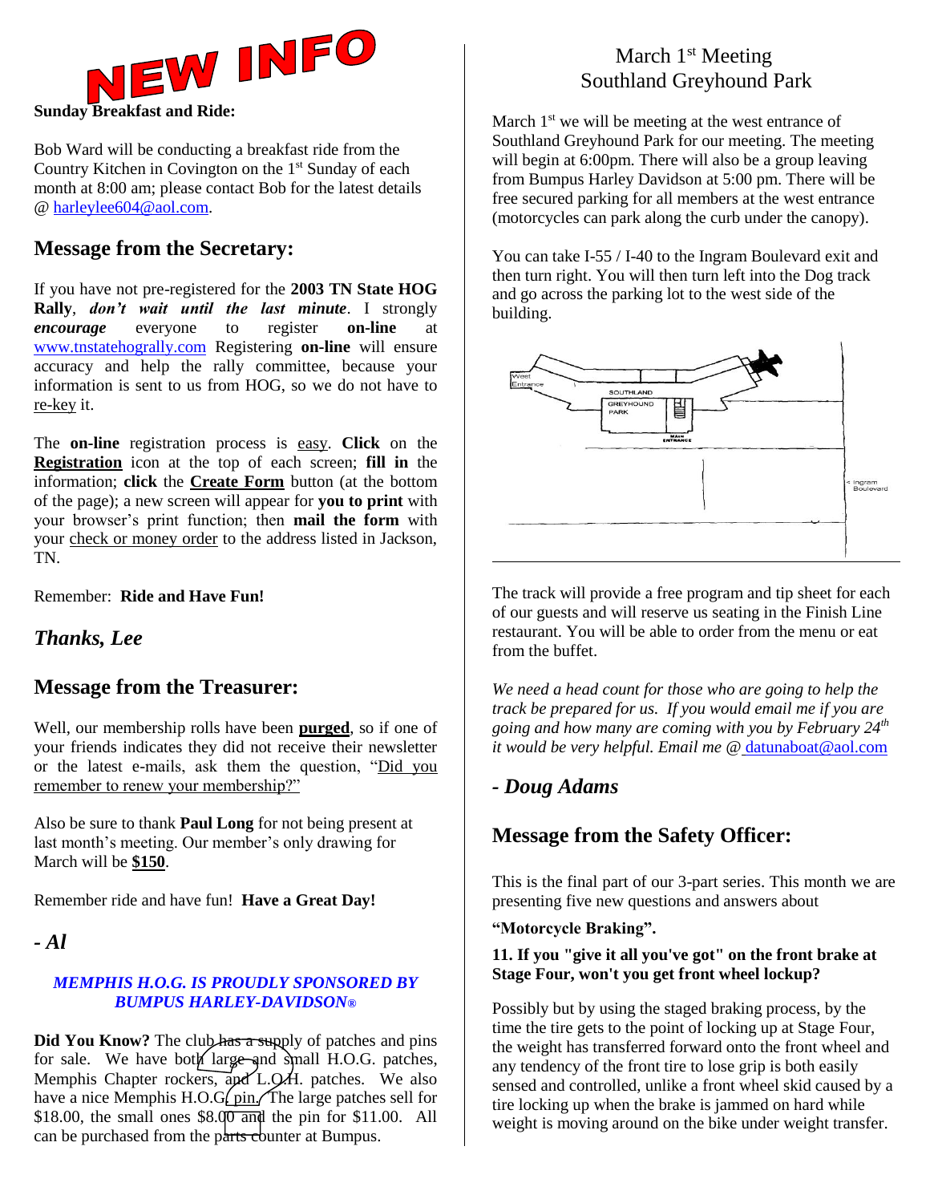NEW INFO

**Sunday Breakfast and Ride:**

Bob Ward will be conducting a breakfast ride from the Country Kitchen in Covington on the 1st Sunday of each month at 8:00 am; please contact Bob for the latest details @ harleylee604@aol.com.

## Message from the Secretary:

If you have not pre-registered for the **2003 TN State HOG Rally**, ***don't wait until the last minute***. I strongly ***encourage*** everyone to register **on-line** at www.tnstatehogrally.com Registering **on-line** will ensure accuracy and help the rally committee, because your information is sent to us from HOG, so we do not have to re-key it.

The **on-line** registration process is easy. **Click** on the **Registration** icon at the top of each screen; **fill in** the information; **click** the **Create Form** button (at the bottom of the page); a new screen will appear for **you to print** with your browser's print function; then **mail the form** with your check or money order to the address listed in Jackson, TN.

Remember: **Ride and Have Fun!**

***Thanks, Lee***

## Message from the Treasurer:

Well, our membership rolls have been **purged**, so if one of your friends indicates they did not receive their newsletter or the latest e-mails, ask them the question, "Did you remember to renew your membership?"

Also be sure to thank **Paul Long** for not being present at last month's meeting. Our member's only drawing for March will be **$150**.

Remember ride and have fun! **Have a Great Day!**

***- Al***

***MEMPHIS H.O.G. IS PROUDLY SPONSORED BY BUMPUS HARLEY-DAVIDSON®***

**Did You Know?** The club has a supply of patches and pins for sale. We have both large and small H.O.G. patches, Memphis Chapter rockers, and L.O.H. patches. We also have a nice Memphis H.O.G. pin. The large patches sell for $18.00, the small ones $8.00 and the pin for $11.00. All can be purchased from the parts counter at Bumpus.

## March 1st Meeting
## Southland Greyhound Park

March 1st we will be meeting at the west entrance of Southland Greyhound Park for our meeting. The meeting will begin at 6:00pm. There will also be a group leaving from Bumpus Harley Davidson at 5:00 pm. There will be free secured parking for all members at the west entrance (motorcycles can park along the curb under the canopy).

You can take I-55 / I-40 to the Ingram Boulevard exit and then turn right. You will then turn left into the Dog track and go across the parking lot to the west side of the building.

The track will provide a free program and tip sheet for each of our guests and will reserve us seating in the Finish Line restaurant. You will be able to order from the menu or eat from the buffet.

*We need a head count for those who are going to help the track be prepared for us. If you would email me if you are going and how many are coming with you by February 24th it would be very helpful. Email me @* datunaboat@aol.com

***- Doug Adams***

## Message from the Safety Officer:

This is the final part of our 3-part series. This month we are presenting five new questions and answers about

**"Motorcycle Braking".**

**11. If you "give it all you've got" on the front brake at Stage Four, won't you get front wheel lockup?**

Possibly but by using the staged braking process, by the time the tire gets to the point of locking up at Stage Four, the weight has transferred forward onto the front wheel and any tendency of the front tire to lose grip is both easily sensed and controlled, unlike a front wheel skid caused by a tire locking up when the brake is jammed on hard while weight is moving around on the bike under weight transfer.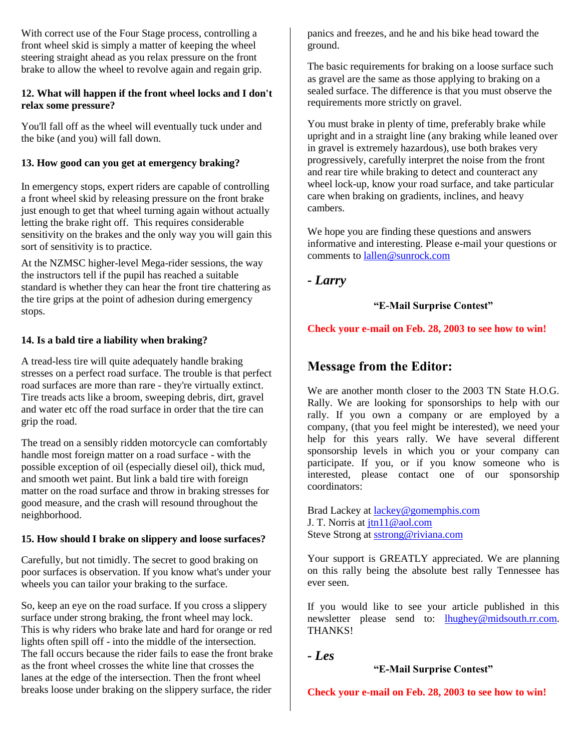With correct use of the Four Stage process, controlling a front wheel skid is simply a matter of keeping the wheel steering straight ahead as you relax pressure on the front brake to allow the wheel to revolve again and regain grip.

**12. What will happen if the front wheel locks and I don't relax some pressure?**

You'll fall off as the wheel will eventually tuck under and the bike (and you) will fall down.

**13. How good can you get at emergency braking?**

In emergency stops, expert riders are capable of controlling a front wheel skid by releasing pressure on the front brake just enough to get that wheel turning again without actually letting the brake right off. This requires considerable sensitivity on the brakes and the only way you will gain this sort of sensitivity is to practice.

At the NZMSC higher-level Mega-rider sessions, the way the instructors tell if the pupil has reached a suitable standard is whether they can hear the front tire chattering as the tire grips at the point of adhesion during emergency stops.

**14. Is a bald tire a liability when braking?**

A tread-less tire will quite adequately handle braking stresses on a perfect road surface. The trouble is that perfect road surfaces are more than rare - they're virtually extinct. Tire treads acts like a broom, sweeping debris, dirt, gravel and water etc off the road surface in order that the tire can grip the road.

The tread on a sensibly ridden motorcycle can comfortably handle most foreign matter on a road surface - with the possible exception of oil (especially diesel oil), thick mud, and smooth wet paint. But link a bald tire with foreign matter on the road surface and throw in braking stresses for good measure, and the crash will resound throughout the neighborhood.

**15. How should I brake on slippery and loose surfaces?**

Carefully, but not timidly. The secret to good braking on poor surfaces is observation. If you know what's under your wheels you can tailor your braking to the surface.

So, keep an eye on the road surface. If you cross a slippery surface under strong braking, the front wheel may lock. This is why riders who brake late and hard for orange or red lights often spill off - into the middle of the intersection. The fall occurs because the rider fails to ease the front brake as the front wheel crosses the white line that crosses the lanes at the edge of the intersection. Then the front wheel breaks loose under braking on the slippery surface, the rider panics and freezes, and he and his bike head toward the ground.

The basic requirements for braking on a loose surface such as gravel are the same as those applying to braking on a sealed surface. The difference is that you must observe the requirements more strictly on gravel.

You must brake in plenty of time, preferably brake while upright and in a straight line (any braking while leaned over in gravel is extremely hazardous), use both brakes very progressively, carefully interpret the noise from the front and rear tire while braking to detect and counteract any wheel lock-up, know your road surface, and take particular care when braking on gradients, inclines, and heavy cambers.

We hope you are finding these questions and answers informative and interesting. Please e-mail your questions or comments to lallen@sunrock.com

***- Larry***

**"E-Mail Surprise Contest"**

**Check your e-mail on Feb. 28, 2003 to see how to win!**

## Message from the Editor:

We are another month closer to the 2003 TN State H.O.G. Rally. We are looking for sponsorships to help with our rally. If you own a company or are employed by a company, (that you feel might be interested), we need your help for this years rally. We have several different sponsorship levels in which you or your company can participate. If you, or if you know someone who is interested, please contact one of our sponsorship coordinators:

Brad Lackey at lackey@gomemphis.com
J. T. Norris at jtn11@aol.com
Steve Strong at sstrong@riviana.com

Your support is GREATLY appreciated. We are planning on this rally being the absolute best rally Tennessee has ever seen.

If you would like to see your article published in this newsletter please send to: lhughey@midsouth.rr.com. THANKS!

***- Les***

**"E-Mail Surprise Contest"**

**Check your e-mail on Feb. 28, 2003 to see how to win!**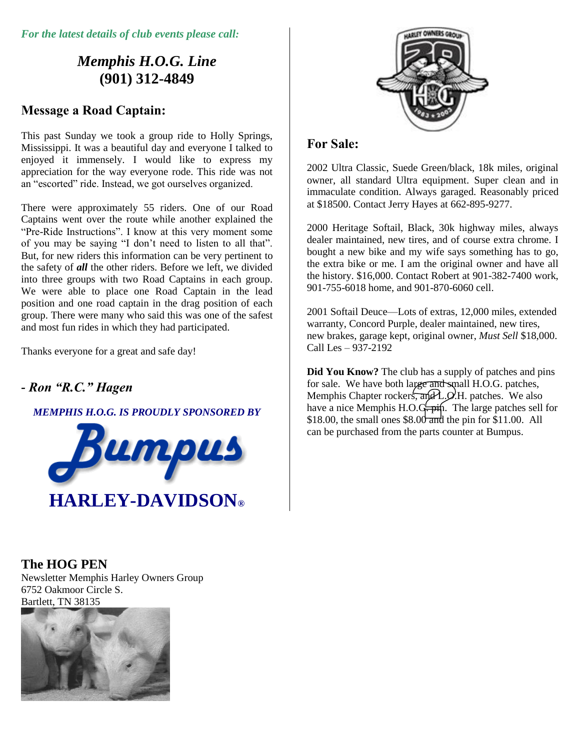*For the latest details of club events please call:*

## *Memphis H.O.G. Line*
## (901) 312-4849

### Message a Road Captain:

This past Sunday we took a group ride to Holly Springs, Mississippi. It was a beautiful day and everyone I talked to enjoyed it immensely. I would like to express my appreciation for the way everyone rode. This ride was not an “escorted” ride. Instead, we got ourselves organized.

There were approximately 55 riders. One of our Road Captains went over the route while another explained the “Pre-Ride Instructions”. I know at this very moment some of you may be saying “I don’t need to listen to all that”. But, for new riders this information can be very pertinent to the safety of ***all*** the other riders. Before we left, we divided into three groups with two Road Captains in each group. We were able to place one Road Captain in the lead position and one road captain in the drag position of each group. There were many who said this was one of the safest and most fun rides in which they had participated.

Thanks everyone for a great and safe day!

***- Ron “R.C.” Hagen***

***MEMPHIS H.O.G. IS PROUDLY SPONSORED BY***

**Bumpus**

**HARLEY-DAVIDSON®**

### For Sale:

2002 Ultra Classic, Suede Green/black, 18k miles, original owner, all standard Ultra equipment. Super clean and in immaculate condition. Always garaged. Reasonably priced at $18500. Contact Jerry Hayes at 662-895-9277.

2000 Heritage Softail, Black, 30k highway miles, always dealer maintained, new tires, and of course extra chrome. I bought a new bike and my wife says something has to go, the extra bike or me. I am the original owner and have all the history. $16,000. Contact Robert at 901-382-7400 work, 901-755-6018 home, and 901-870-6060 cell.

2001 Softail Deuce—Lots of extras, 12,000 miles, extended warranty, Concord Purple, dealer maintained, new tires, new brakes, garage kept, original owner, *Must Sell* $18,000. Call Les – 937-2192

**Did You Know?** The club has a supply of patches and pins for sale. We have both large and small H.O.G. patches, Memphis Chapter rockers, and L.O.H. patches. We also have a nice Memphis H.O.G. pin. The large patches sell for $18.00, the small ones $8.00 and the pin for $11.00. All can be purchased from the parts counter at Bumpus.

### The HOG PEN

Newsletter Memphis Harley Owners Group
6752 Oakmoor Circle S.
Bartlett, TN 38135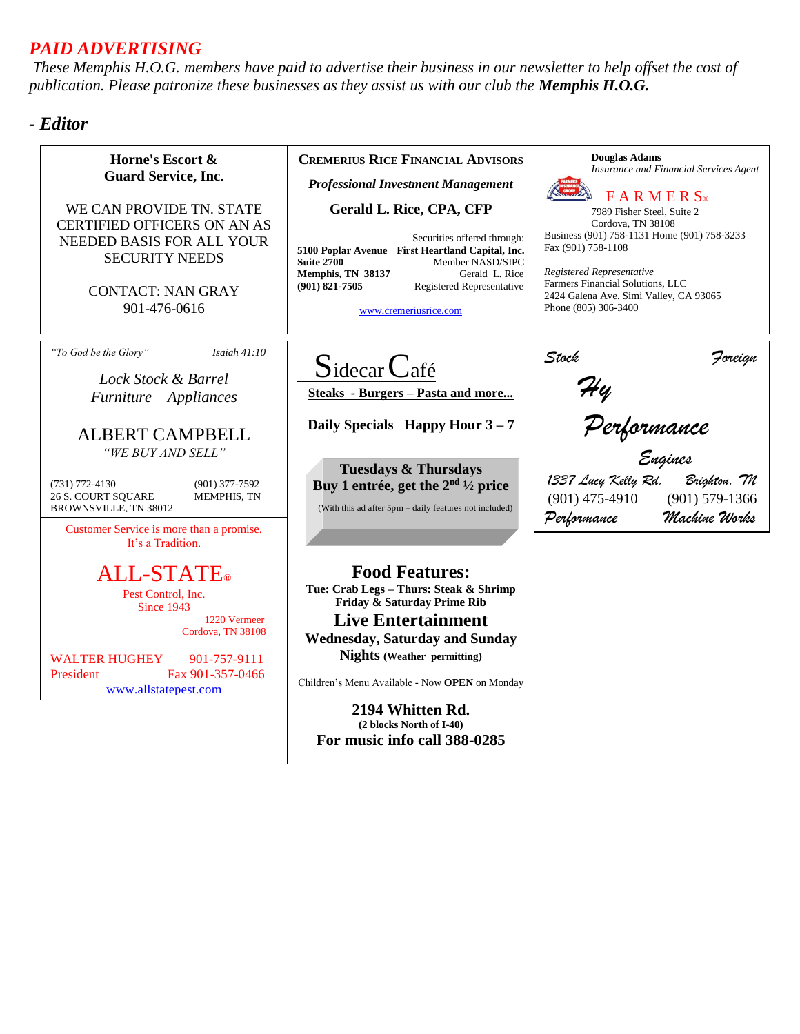## *PAID ADVERTISING*

*These Memphis H.O.G. members have paid to advertise their business in our newsletter to help offset the cost of publication. Please patronize these businesses as they assist us with our club the **Memphis H.O.G.***

***- Editor***

---

**Horne's Escort & Guard Service, Inc.**

WE CAN PROVIDE TN. STATE CERTIFIED OFFICERS ON AN AS NEEDED BASIS FOR ALL YOUR SECURITY NEEDS

CONTACT: NAN GRAY
901-476-0616

---

**CREMERIUS RICE FINANCIAL ADVISORS**

***Professional Investment Management***

**Gerald L. Rice, CPA, CFP**

**5100 Poplar Avenue**
**Suite 2700**
**Memphis, TN 38137**
**(901) 821-7505**

Securities offered through:
**First Heartland Capital, Inc.**
Member NASD/SIPC
Gerald L. Rice
Registered Representative

www.cremeriusrice.com

---

**Douglas Adams**
*Insurance and Financial Services Agent*

FARMERS®
7989 Fisher Steel, Suite 2
Cordova, TN 38108
Business (901) 758-1131 Home (901) 758-3233
Fax (901) 758-1108

*Registered Representative*
Farmers Financial Solutions, LLC
2424 Galena Ave. Simi Valley, CA 93065
Phone (805) 306-3400

---

*"To God be the Glory"* *Isaiah 41:10*

*Lock Stock & Barrel*
*Furniture Appliances*

ALBERT CAMPBELL
*"WE BUY AND SELL"*

(731) 772-4130
26 S. COURT SQUARE
BROWNSVILLE, TN 38012

(901) 377-7592
MEMPHIS, TN

---

Customer Service is more than a promise.
It's a Tradition.

ALL-STATE®
Pest Control, Inc.
Since 1943

1220 Vermeer
Cordova, TN 38108

WALTER HUGHEY 901-757-9111
President Fax 901-357-0466
www.allstatepest.com

---

# Sidecar Café

**Steaks - Burgers – Pasta and more...**

**Daily Specials Happy Hour 3 – 7**

**Tuesdays & Thursdays**
**Buy 1 entrée, get the 2nd ½ price**
(With this ad after 5pm – daily features not included)

**Food Features:**
**Tue: Crab Legs – Thurs: Steak & Shrimp**
**Friday & Saturday Prime Rib**

**Live Entertainment**
**Wednesday, Saturday and Sunday Nights** **(Weather permitting)**

Children's Menu Available - Now **OPEN** on Monday

**2194 Whitten Rd.**
**(2 blocks North of I-40)**
**For music info call 388-0285**

---

*Stock* *Foreign*

*Hy Performance Engines*

*1337 Lucy Kelly Rd.* *Brighton, TN*
(901) 475-4910 (901) 579-1366
*Performance* *Machine Works*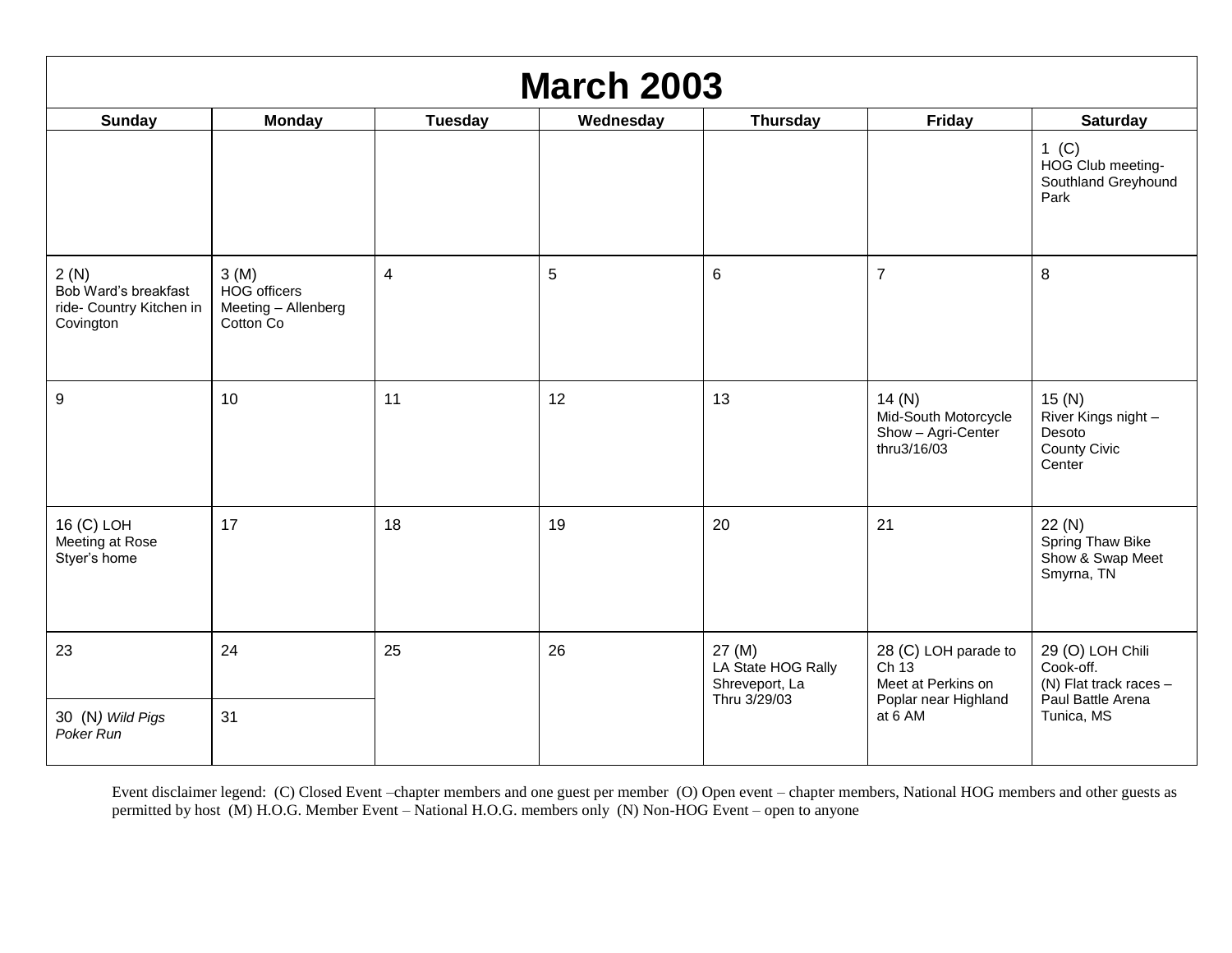# March 2003

| Sunday | Monday | Tuesday | Wednesday | Thursday | Friday | Saturday |
|---|---|---|---|---|---|---|
| | | | | | | 1 (C) HOG Club meeting- Southland Greyhound Park |
| 2 (N) Bob Ward's breakfast ride- Country Kitchen in Covington | 3 (M) HOG officers Meeting – Allenberg Cotton Co | 4 | 5 | 6 | 7 | 8 |
| 9 | 10 | 11 | 12 | 13 | 14 (N) Mid-South Motorcycle Show – Agri-Center thru3/16/03 | 15 (N) River Kings night – Desoto County Civic Center |
| 16 (C) LOH Meeting at Rose Styer's home | 17 | 18 | 19 | 20 | 21 | 22 (N) Spring Thaw Bike Show & Swap Meet Smyrna, TN |
| 23 | 24 | 25 | 26 | 27 (M) LA State HOG Rally Shreveport, La Thru 3/29/03 | 28 (C) LOH parade to Ch 13 Meet at Perkins on Poplar near Highland at 6 AM | 29 (O) LOH Chili Cook-off. (N) Flat track races – Paul Battle Arena Tunica, MS |
| 30 (N) *Wild Pigs Poker Run* | 31 | | | | | |

Event disclaimer legend: (C) Closed Event –chapter members and one guest per member (O) Open event – chapter members, National HOG members and other guests as permitted by host (M) H.O.G. Member Event – National H.O.G. members only (N) Non-HOG Event – open to anyone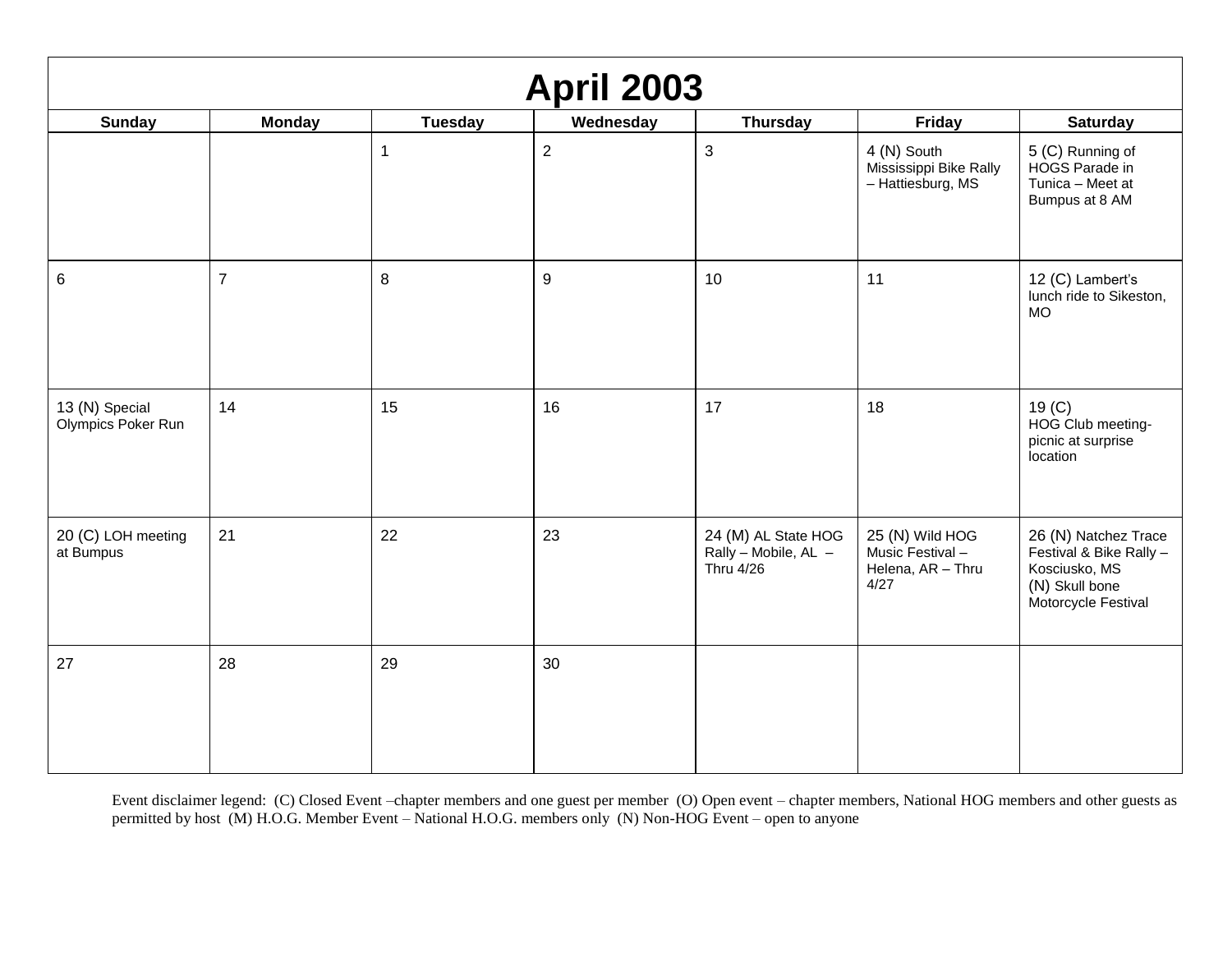# April 2003

| Sunday | Monday | Tuesday | Wednesday | Thursday | Friday | Saturday |
|---|---|---|---|---|---|---|
| | | 1 | 2 | 3 | 4 (N) South Mississippi Bike Rally – Hattiesburg, MS | 5 (C) Running of HOGS Parade in Tunica – Meet at Bumpus at 8 AM |
| 6 | 7 | 8 | 9 | 10 | 11 | 12 (C) Lambert's lunch ride to Sikeston, MO |
| 13 (N) Special Olympics Poker Run | 14 | 15 | 16 | 17 | 18 | 19 (C) HOG Club meeting-picnic at surprise location |
| 20 (C) LOH meeting at Bumpus | 21 | 22 | 23 | 24 (M) AL State HOG Rally – Mobile, AL – Thru 4/26 | 25 (N) Wild HOG Music Festival – Helena, AR – Thru 4/27 | 26 (N) Natchez Trace Festival & Bike Rally – Kosciusko, MS (N) Skull bone Motorcycle Festival |
| 27 | 28 | 29 | 30 | | | |

Event disclaimer legend: (C) Closed Event –chapter members and one guest per member (O) Open event – chapter members, National HOG members and other guests as permitted by host (M) H.O.G. Member Event – National H.O.G. members only (N) Non-HOG Event – open to anyone